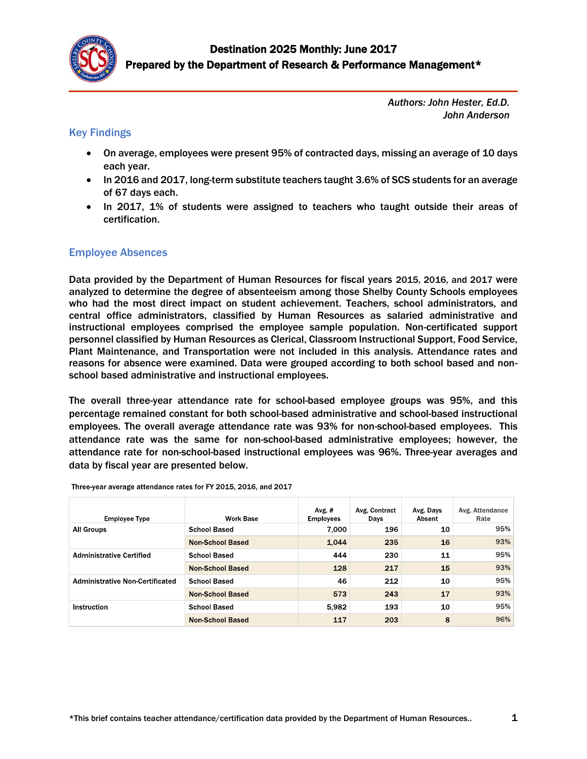# Destination 2025 Monthly: June 2017

## Prepared by the Department of Research & Performance Management*

*Authors: John Hester, Ed.D.*
*John Anderson*

## Key Findings

- On average, employees were present 95% of contracted days, missing an average of 10 days each year.
- In 2016 and 2017, long-term substitute teachers taught 3.6% of SCS students for an average of 67 days each.
- In 2017, 1% of students were assigned to teachers who taught outside their areas of certification.

## Employee Absences

Data provided by the Department of Human Resources for fiscal years 2015, 2016, and 2017 were analyzed to determine the degree of absenteeism among those Shelby County Schools employees who had the most direct impact on student achievement. Teachers, school administrators, and central office administrators, classified by Human Resources as salaried administrative and instructional employees comprised the employee sample population. Non-certificated support personnel classified by Human Resources as Clerical, Classroom Instructional Support, Food Service, Plant Maintenance, and Transportation were not included in this analysis. Attendance rates and reasons for absence were examined. Data were grouped according to both school based and non-school based administrative and instructional employees.

The overall three-year attendance rate for school-based employee groups was 95%, and this percentage remained constant for both school-based administrative and school-based instructional employees. The overall average attendance rate was 93% for non-school-based employees. This attendance rate was the same for non-school-based administrative employees; however, the attendance rate for non-school-based instructional employees was 96%. Three-year averages and data by fiscal year are presented below.

Three-year average attendance rates for FY 2015, 2016, and 2017

| Employee Type | Work Base | Avg. # Employees | Avg, Contract Days | Avg. Days Absent | Avg. Attendance Rate |
|---|---|---|---|---|---|
| All Groups | School Based | 7,000 | 196 | 10 | 95% |
| | Non-School Based | 1,044 | 235 | 16 | 93% |
| Administrative Certified | School Based | 444 | 230 | 11 | 95% |
| | Non-School Based | 128 | 217 | 15 | 93% |
| Administrative Non-Certificated | School Based | 46 | 212 | 10 | 95% |
| | Non-School Based | 573 | 243 | 17 | 93% |
| Instruction | School Based | 5,982 | 193 | 10 | 95% |
| | Non-School Based | 117 | 203 | 8 | 96% |

*This brief contains teacher attendance/certification data provided by the Department of Human Resources..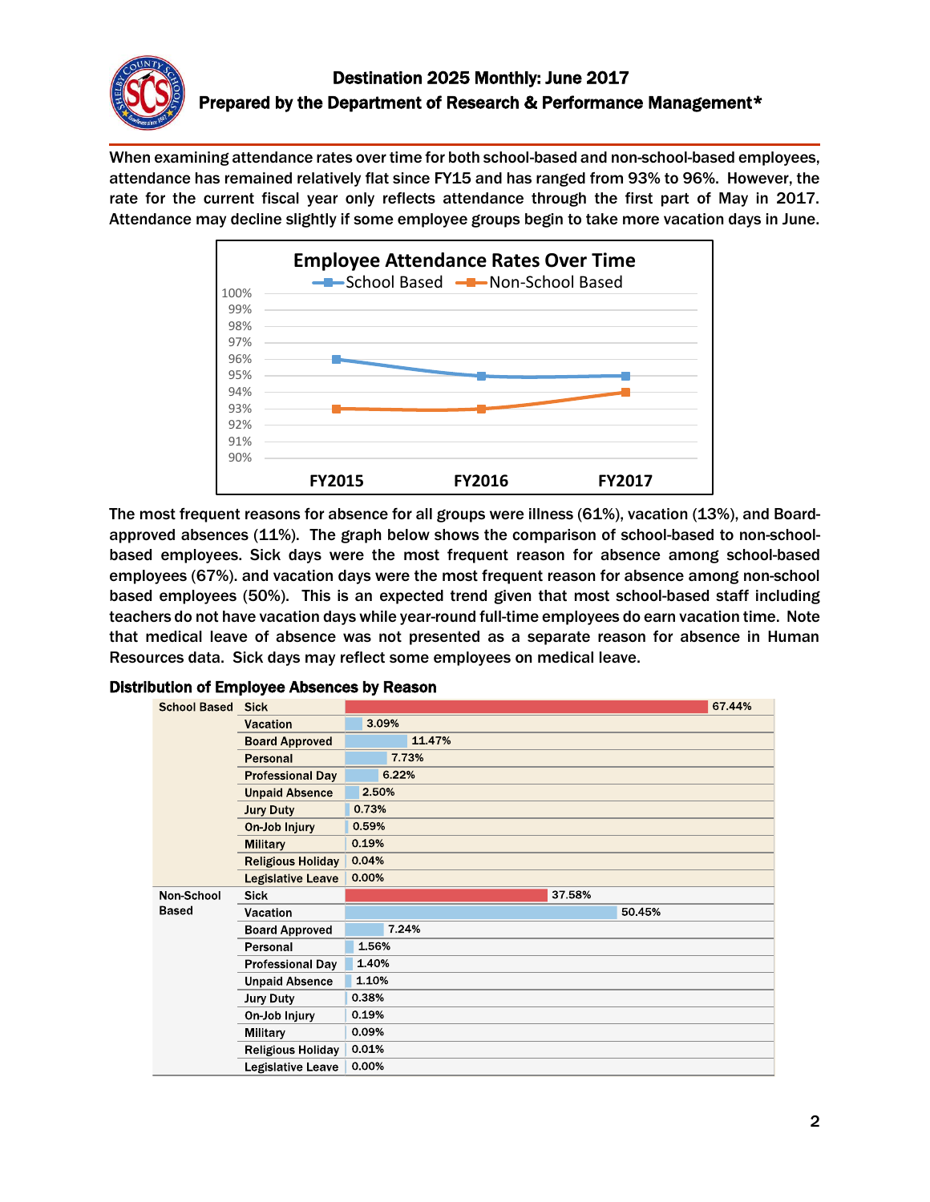# Destination 2025 Monthly: June 2017

## Prepared by the Department of Research & Performance Management*

When examining attendance rates over time for both school-based and non-school-based employees, attendance has remained relatively flat since FY15 and has ranged from 93% to 96%. However, the rate for the current fiscal year only reflects attendance through the first part of May in 2017. Attendance may decline slightly if some employee groups begin to take more vacation days in June.

**Employee Attendance Rates Over Time**

| | FY2015 | FY2016 | FY2017 |
|---|---|---|---|
| School Based | 96% | 95% | 95% |
| Non-School Based | 93% | 93% | 94% |

The most frequent reasons for absence for all groups were illness (61%), vacation (13%), and Board-approved absences (11%). The graph below shows the comparison of school-based to non-school-based employees. Sick days were the most frequent reason for absence among school-based employees (67%). and vacation days were the most frequent reason for absence among non-school based employees (50%). This is an expected trend given that most school-based staff including teachers do not have vacation days while year-round full-time employees do earn vacation time. Note that medical leave of absence was not presented as a separate reason for absence in Human Resources data. Sick days may reflect some employees on medical leave.

**Distribution of Employee Absences by Reason**

| Group | Reason | Percent |
|---|---|---|
| School Based | Sick | 67.44% |
| | Vacation | 3.09% |
| | Board Approved | 11.47% |
| | Personal | 7.73% |
| | Professional Day | 6.22% |
| | Unpaid Absence | 2.50% |
| | Jury Duty | 0.73% |
| | On-Job Injury | 0.59% |
| | Military | 0.19% |
| | Religious Holiday | 0.04% |
| | Legislative Leave | 0.00% |
| Non-School Based | Sick | 37.58% |
| | Vacation | 50.45% |
| | Board Approved | 7.24% |
| | Personal | 1.56% |
| | Professional Day | 1.40% |
| | Unpaid Absence | 1.10% |
| | Jury Duty | 0.38% |
| | On-Job Injury | 0.19% |
| | Military | 0.09% |
| | Religious Holiday | 0.01% |
| | Legislative Leave | 0.00% |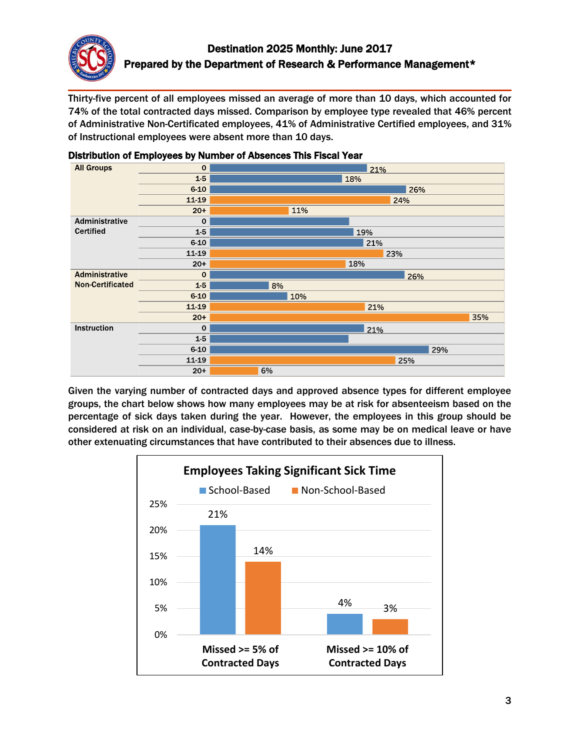Thirty-five percent of all employees missed an average of more than 10 days, which accounted for 74% of the total contracted days missed. Comparison by employee type revealed that 46% percent of Administrative Non-Certificated employees, 41% of Administrative Certified employees, and 31% of Instructional employees were absent more than 10 days.

**Distribution of Employees by Number of Absences This Fiscal Year**

| Group | Absences | Percent |
|---|---|---|
| All Groups | 0 | 21% |
| | 1-5 | 18% |
| | 6-10 | 26% |
| | 11-19 | 24% |
| | 20+ | 11% |
| Administrative Certified | 0 | |
| | 1-5 | 19% |
| | 6-10 | 21% |
| | 11-19 | 23% |
| | 20+ | 18% |
| Administrative Non-Certificated | 0 | 26% |
| | 1-5 | 8% |
| | 6-10 | 10% |
| | 11-19 | 21% |
| | 20+ | 35% |
| Instruction | 0 | 21% |
| | 1-5 | |
| | 6-10 | 29% |
| | 11-19 | 25% |
| | 20+ | 6% |

Given the varying number of contracted days and approved absence types for different employee groups, the chart below shows how many employees may be at risk for absenteeism based on the percentage of sick days taken during the year. However, the employees in this group should be considered at risk on an individual, case-by-case basis, as some may be on medical leave or have other extenuating circumstances that have contributed to their absences due to illness.

**Employees Taking Significant Sick Time**

| | School-Based | Non-School-Based |
|---|---|---|
| Missed >= 5% of Contracted Days | 21% | 14% |
| Missed >= 10% of Contracted Days | 4% | 3% |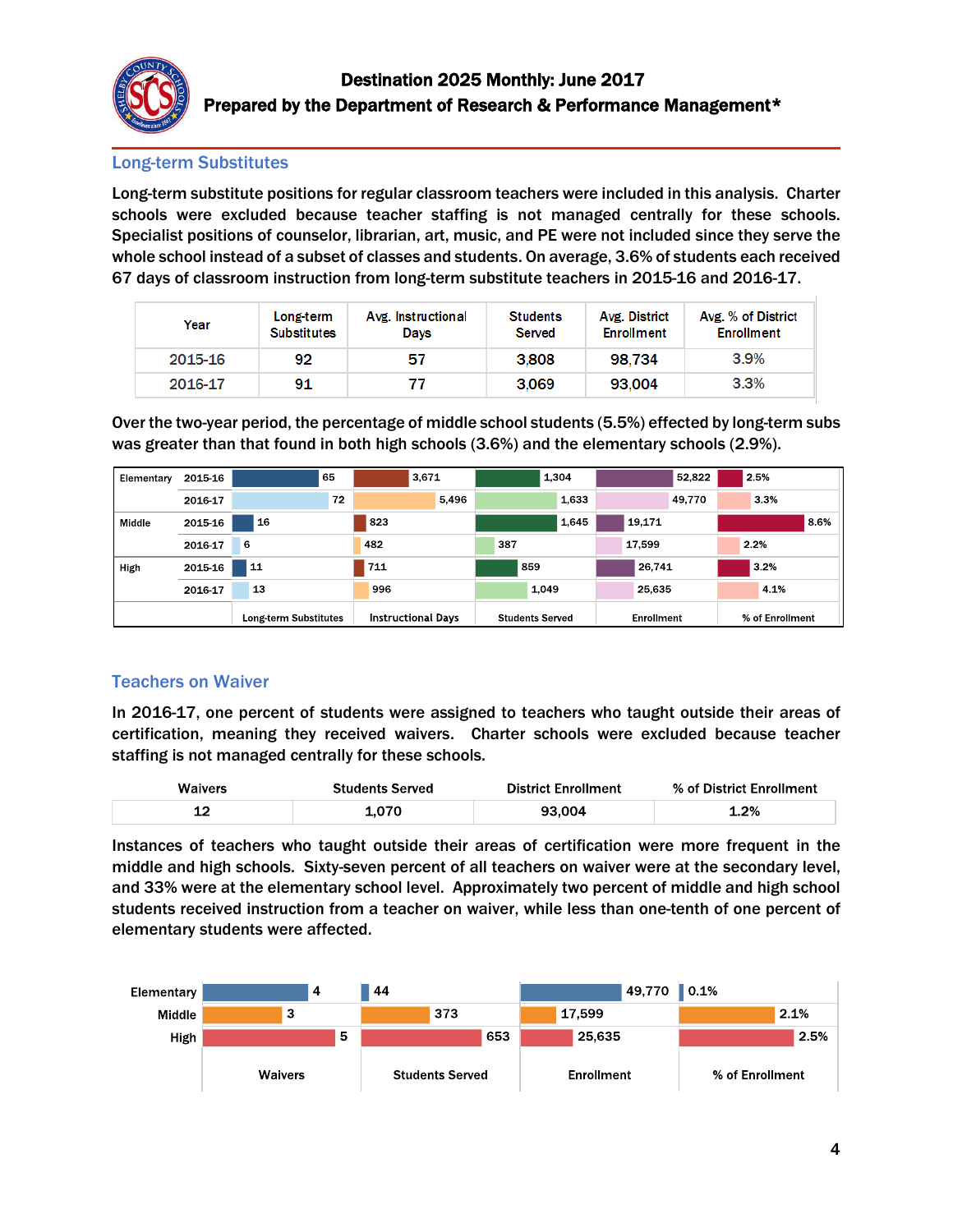Destination 2025 Monthly: June 2017

Prepared by the Department of Research & Performance Management*

## Long-term Substitutes

Long-term substitute positions for regular classroom teachers were included in this analysis. Charter schools were excluded because teacher staffing is not managed centrally for these schools. Specialist positions of counselor, librarian, art, music, and PE were not included since they serve the whole school instead of a subset of classes and students. On average, 3.6% of students each received 67 days of classroom instruction from long-term substitute teachers in 2015-16 and 2016-17.

| Year | Long-term Substitutes | Avg. Instructional Days | Students Served | Avg. District Enrollment | Avg. % of District Enrollment |
|---|---|---|---|---|---|
| 2015-16 | 92 | 57 | 3,808 | 98,734 | 3.9% |
| 2016-17 | 91 | 77 | 3,069 | 93,004 | 3.3% |

Over the two-year period, the percentage of middle school students (5.5%) effected by long-term subs was greater than that found in both high schools (3.6%) and the elementary schools (2.9%).

| | Year | Long-term Substitutes | Instructional Days | Students Served | Enrollment | % of Enrollment |
|---|---|---|---|---|---|---|
| Elementary | 2015-16 | 65 | 3,671 | 1,304 | 52,822 | 2.5% |
| | 2016-17 | 72 | 5,496 | 1,633 | 49,770 | 3.3% |
| Middle | 2015-16 | 16 | 823 | 1,645 | 19,171 | 8.6% |
| | 2016-17 | 6 | 482 | 387 | 17,599 | 2.2% |
| High | 2015-16 | 11 | 711 | 859 | 26,741 | 3.2% |
| | 2016-17 | 13 | 996 | 1,049 | 25,635 | 4.1% |

## Teachers on Waiver

In 2016-17, one percent of students were assigned to teachers who taught outside their areas of certification, meaning they received waivers. Charter schools were excluded because teacher staffing is not managed centrally for these schools.

| Waivers | Students Served | District Enrollment | % of District Enrollment |
|---|---|---|---|
| 12 | 1,070 | 93,004 | 1.2% |

Instances of teachers who taught outside their areas of certification were more frequent in the middle and high schools. Sixty-seven percent of all teachers on waiver were at the secondary level, and 33% were at the elementary school level. Approximately two percent of middle and high school students received instruction from a teacher on waiver, while less than one-tenth of one percent of elementary students were affected.

| | Waivers | Students Served | Enrollment | % of Enrollment |
|---|---|---|---|---|
| Elementary | 4 | 44 | 49,770 | 0.1% |
| Middle | 3 | 373 | 17,599 | 2.1% |
| High | 5 | 653 | 25,635 | 2.5% |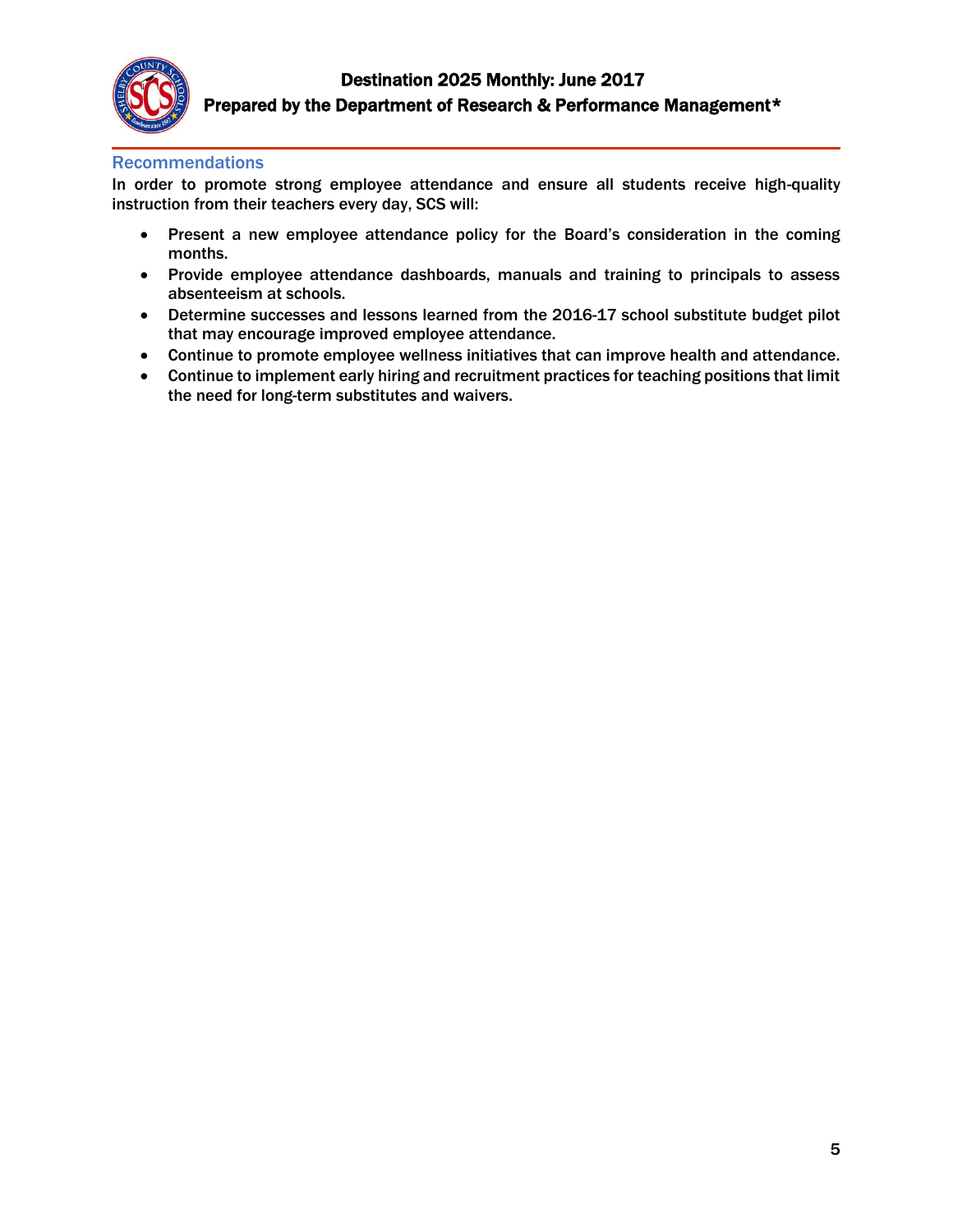## Recommendations

In order to promote strong employee attendance and ensure all students receive high-quality instruction from their teachers every day, SCS will:

- Present a new employee attendance policy for the Board's consideration in the coming months.
- Provide employee attendance dashboards, manuals and training to principals to assess absenteeism at schools.
- Determine successes and lessons learned from the 2016-17 school substitute budget pilot that may encourage improved employee attendance.
- Continue to promote employee wellness initiatives that can improve health and attendance.
- Continue to implement early hiring and recruitment practices for teaching positions that limit the need for long-term substitutes and waivers.